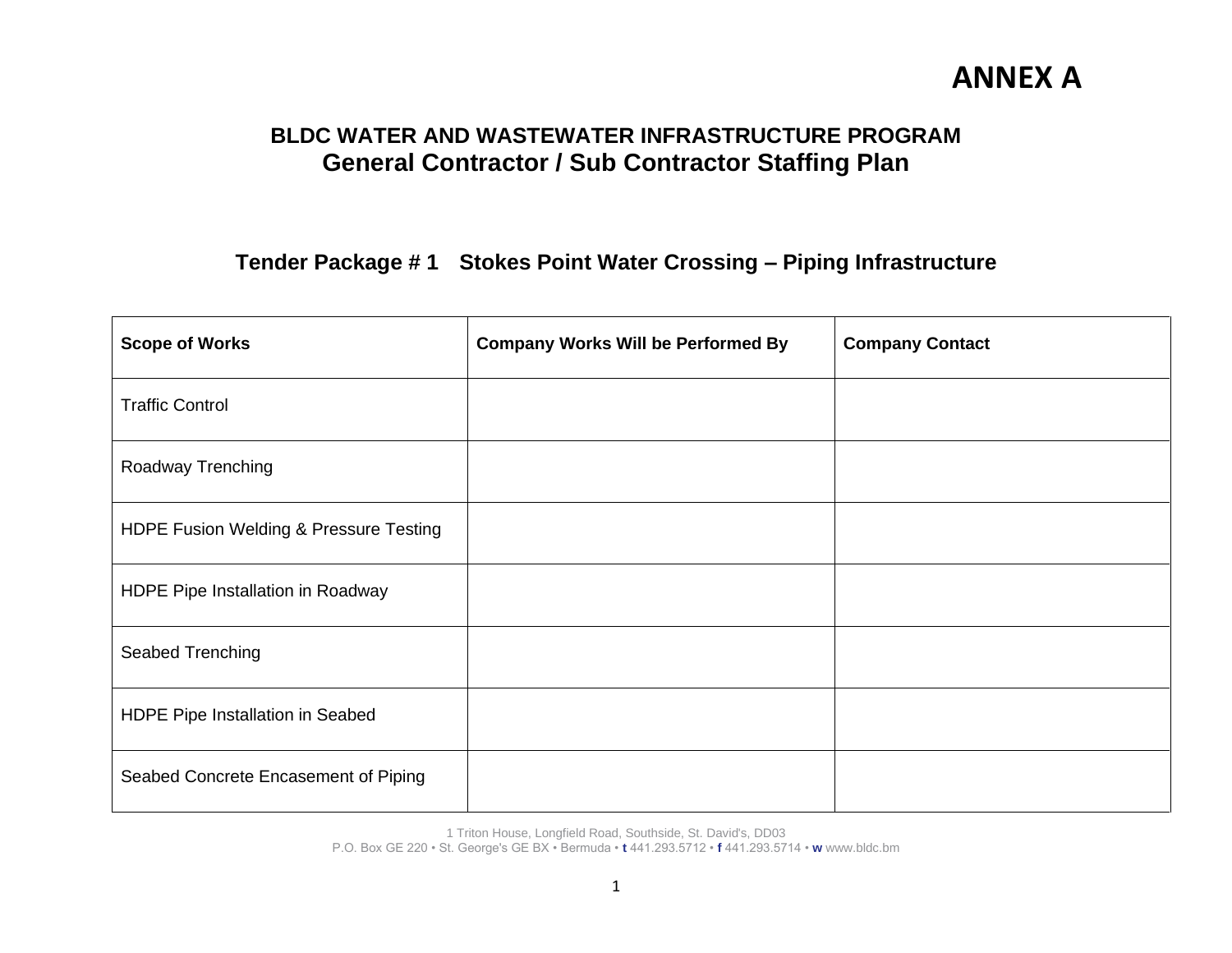# ANNEX A

## BLDC WATER AND WASTEWATER INFRASTRUCTURE PROGRAM
## General Contractor / Sub Contractor Staffing Plan

### Tender Package # 1 Stokes Point Water Crossing – Piping Infrastructure

| Scope of Works | Company Works Will be Performed By | Company Contact |
|---|---|---|
| Traffic Control | | |
| Roadway Trenching | | |
| HDPE Fusion Welding & Pressure Testing | | |
| HDPE Pipe Installation in Roadway | | |
| Seabed Trenching | | |
| HDPE Pipe Installation in Seabed | | |
| Seabed Concrete Encasement of Piping | | |

1 Triton House, Longfield Road, Southside, St. David's, DD03
P.O. Box GE 220 • St. George's GE BX • Bermuda • t 441.293.5712 • f 441.293.5714 • w www.bldc.bm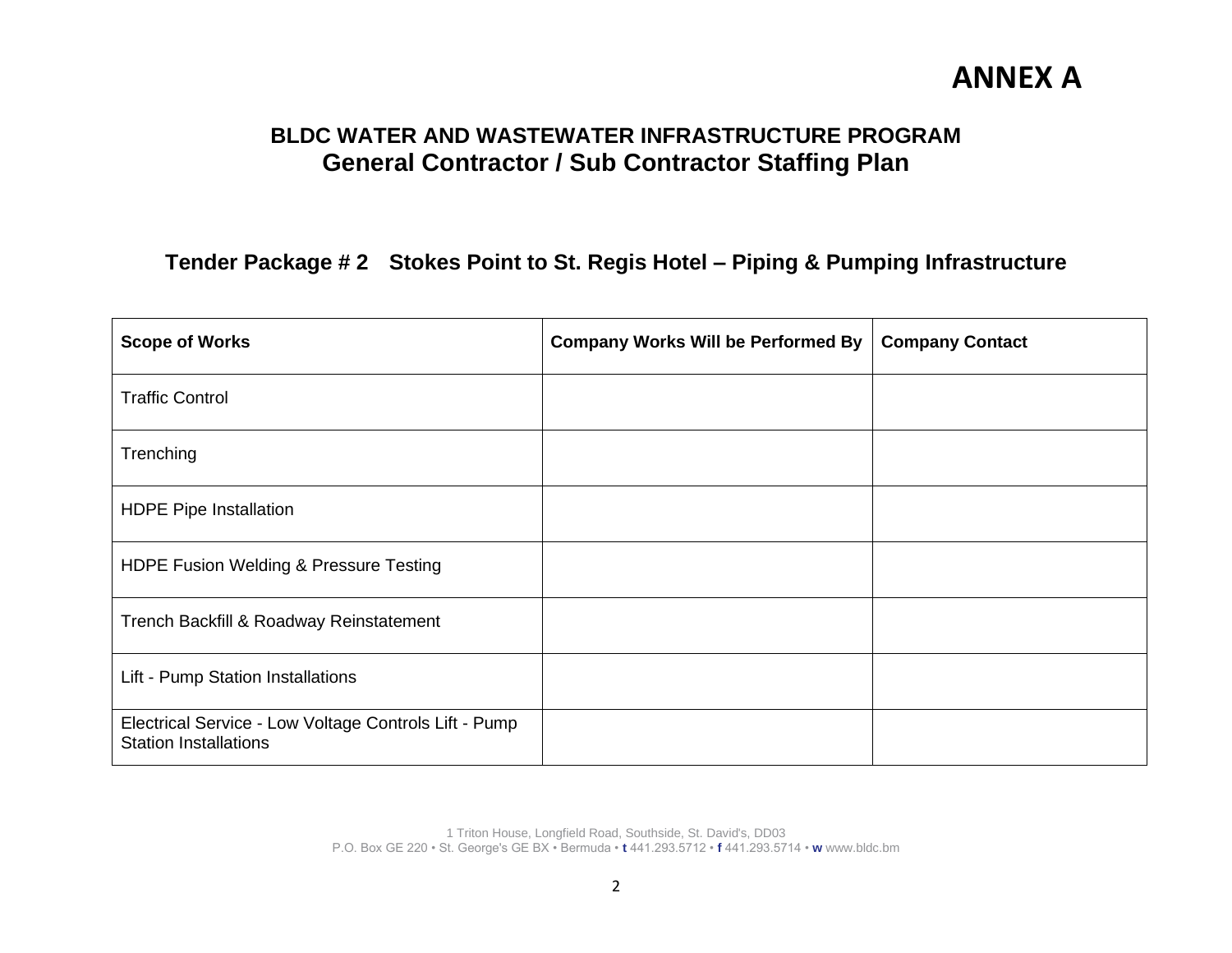# ANNEX A

## BLDC WATER AND WASTEWATER INFRASTRUCTURE PROGRAM
## General Contractor / Sub Contractor Staffing Plan

### Tender Package # 2 Stokes Point to St. Regis Hotel – Piping & Pumping Infrastructure

| Scope of Works | Company Works Will be Performed By | Company Contact |
|---|---|---|
| Traffic Control | | |
| Trenching | | |
| HDPE Pipe Installation | | |
| HDPE Fusion Welding & Pressure Testing | | |
| Trench Backfill & Roadway Reinstatement | | |
| Lift - Pump Station Installations | | |
| Electrical Service - Low Voltage Controls Lift - Pump Station Installations | | |

1 Triton House, Longfield Road, Southside, St. David's, DD03
P.O. Box GE 220 • St. George's GE BX • Bermuda • **t** 441.293.5712 • **f** 441.293.5714 • **w** www.bldc.bm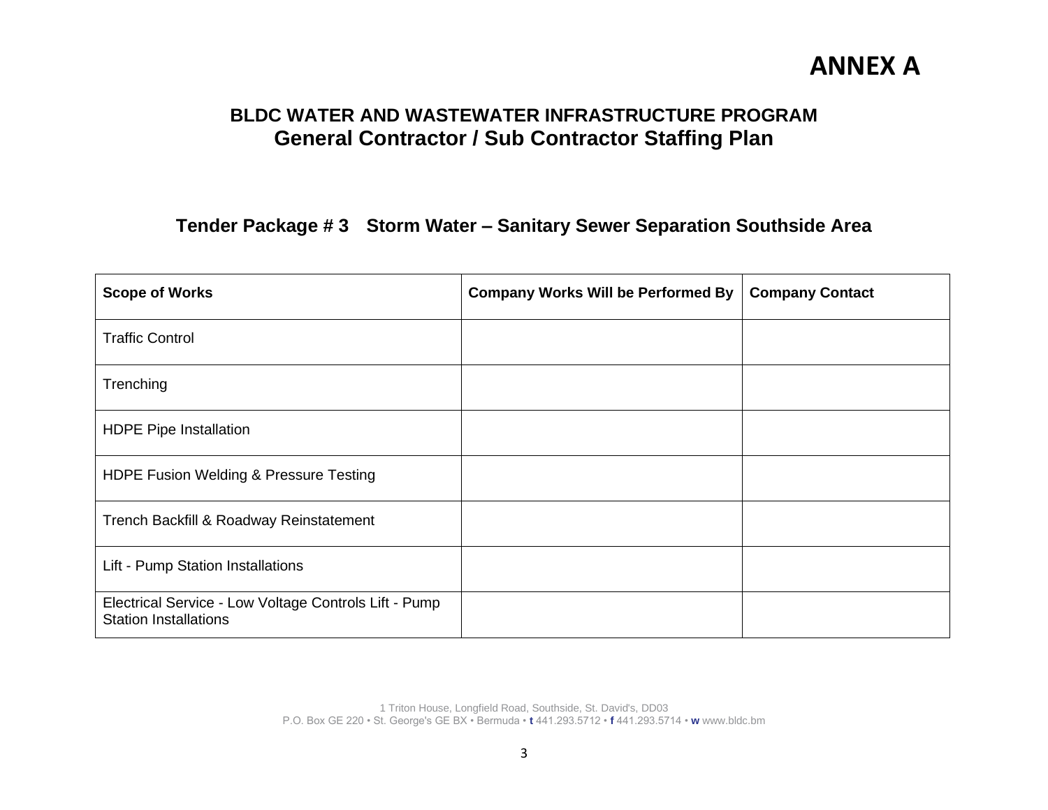# ANNEX A

## BLDC WATER AND WASTEWATER INFRASTRUCTURE PROGRAM
## General Contractor / Sub Contractor Staffing Plan

### Tender Package # 3 Storm Water – Sanitary Sewer Separation Southside Area

| Scope of Works | Company Works Will be Performed By | Company Contact |
|---|---|---|
| Traffic Control | | |
| Trenching | | |
| HDPE Pipe Installation | | |
| HDPE Fusion Welding & Pressure Testing | | |
| Trench Backfill & Roadway Reinstatement | | |
| Lift - Pump Station Installations | | |
| Electrical Service - Low Voltage Controls Lift - Pump Station Installations | | |

1 Triton House, Longfield Road, Southside, St. David's, DD03
P.O. Box GE 220 • St. George's GE BX • Bermuda • t 441.293.5712 • f 441.293.5714 • w www.bldc.bm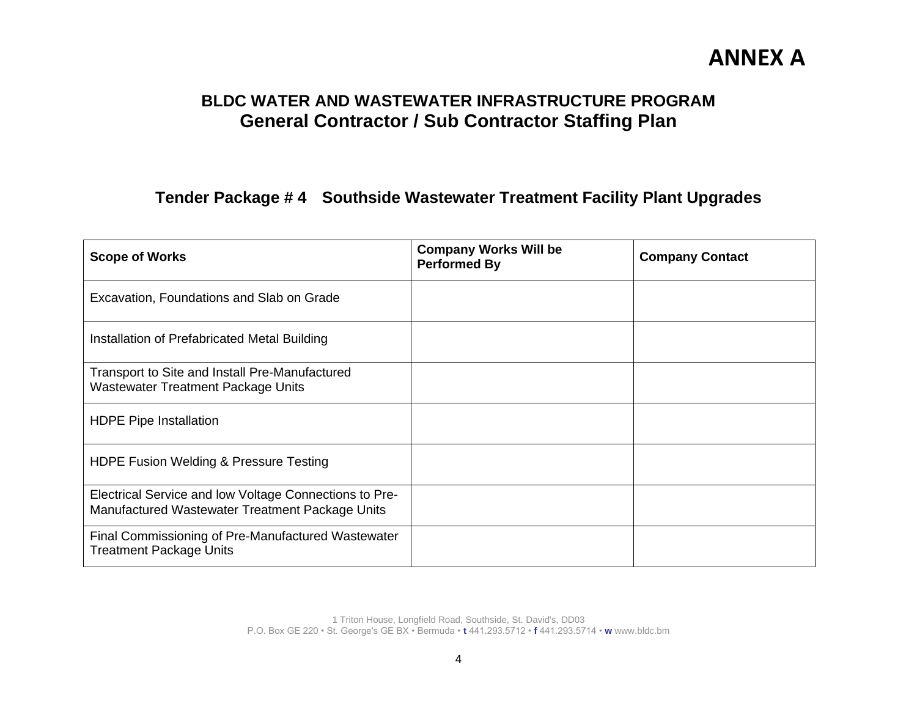# ANNEX A

## BLDC WATER AND WASTEWATER INFRASTRUCTURE PROGRAM
## General Contractor / Sub Contractor Staffing Plan

### Tender Package # 4 Southside Wastewater Treatment Facility Plant Upgrades

| Scope of Works | Company Works Will be Performed By | Company Contact |
|---|---|---|
| Excavation, Foundations and Slab on Grade | | |
| Installation of Prefabricated Metal Building | | |
| Transport to Site and Install Pre-Manufactured Wastewater Treatment Package Units | | |
| HDPE Pipe Installation | | |
| HDPE Fusion Welding & Pressure Testing | | |
| Electrical Service and low Voltage Connections to Pre-Manufactured Wastewater Treatment Package Units | | |
| Final Commissioning of Pre-Manufactured Wastewater Treatment Package Units | | |

1 Triton House, Longfield Road, Southside, St. David's, DD03
P.O. Box GE 220 • St. George's GE BX • Bermuda • t 441.293.5712 • f 441.293.5714 • w www.bldc.bm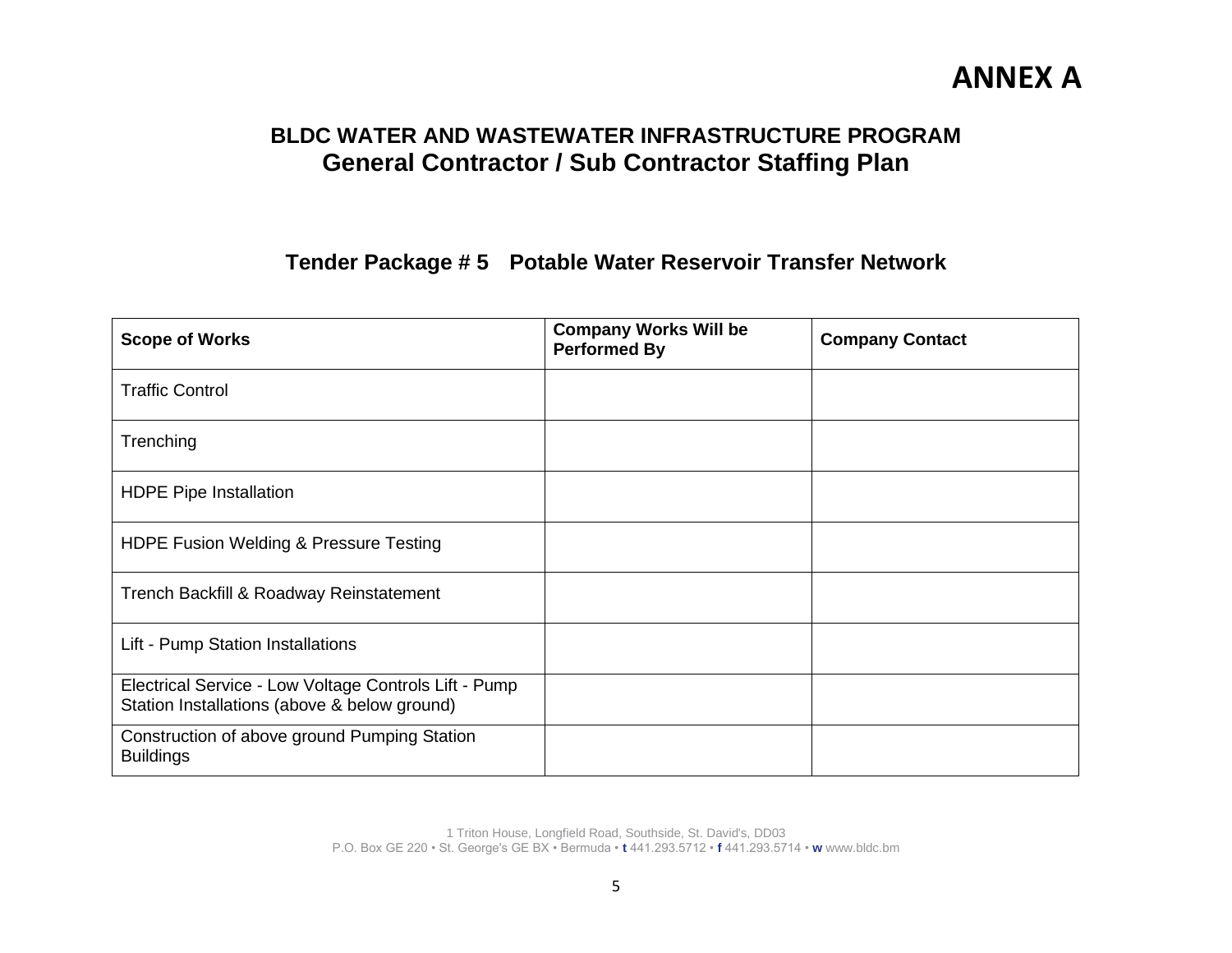# ANNEX A

## BLDC WATER AND WASTEWATER INFRASTRUCTURE PROGRAM
## General Contractor / Sub Contractor Staffing Plan

### Tender Package # 5 Potable Water Reservoir Transfer Network

| Scope of Works | Company Works Will be Performed By | Company Contact |
|---|---|---|
| Traffic Control | | |
| Trenching | | |
| HDPE Pipe Installation | | |
| HDPE Fusion Welding & Pressure Testing | | |
| Trench Backfill & Roadway Reinstatement | | |
| Lift - Pump Station Installations | | |
| Electrical Service - Low Voltage Controls Lift - Pump Station Installations (above & below ground) | | |
| Construction of above ground Pumping Station Buildings | | |

1 Triton House, Longfield Road, Southside, St. David's, DD03
P.O. Box GE 220 • St. George's GE BX • Bermuda • t 441.293.5712 • f 441.293.5714 • w www.bldc.bm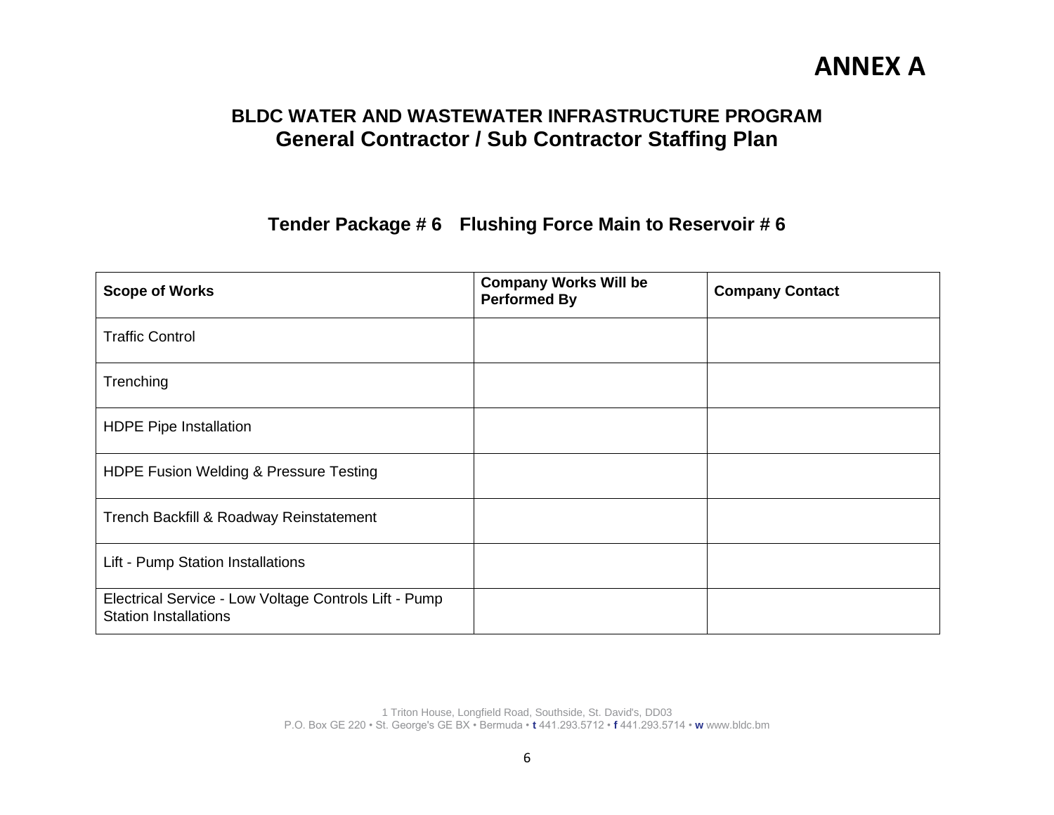# ANNEX A

## BLDC WATER AND WASTEWATER INFRASTRUCTURE PROGRAM
## General Contractor / Sub Contractor Staffing Plan

### Tender Package # 6 Flushing Force Main to Reservoir # 6

| Scope of Works | Company Works Will be Performed By | Company Contact |
|---|---|---|
| Traffic Control | | |
| Trenching | | |
| HDPE Pipe Installation | | |
| HDPE Fusion Welding & Pressure Testing | | |
| Trench Backfill & Roadway Reinstatement | | |
| Lift - Pump Station Installations | | |
| Electrical Service - Low Voltage Controls Lift - Pump Station Installations | | |

1 Triton House, Longfield Road, Southside, St. David's, DD03
P.O. Box GE 220 • St. George's GE BX • Bermuda • t 441.293.5712 • f 441.293.5714 • w www.bldc.bm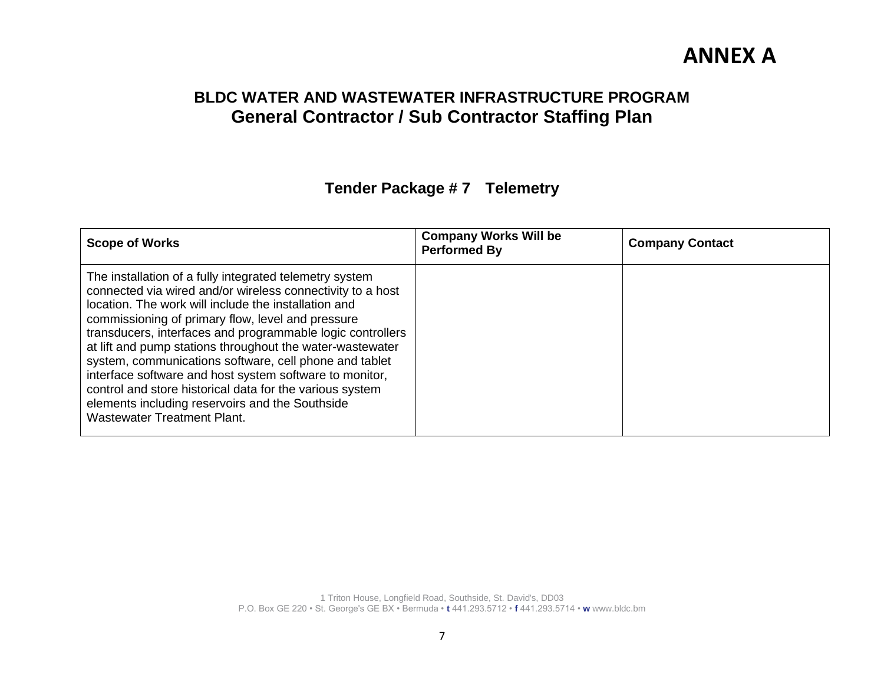# ANNEX A

## BLDC WATER AND WASTEWATER INFRASTRUCTURE PROGRAM
## General Contractor / Sub Contractor Staffing Plan

### Tender Package # 7 Telemetry

| Scope of Works | Company Works Will be Performed By | Company Contact |
|---|---|---|
| The installation of a fully integrated telemetry system connected via wired and/or wireless connectivity to a host location. The work will include the installation and commissioning of primary flow, level and pressure transducers, interfaces and programmable logic controllers at lift and pump stations throughout the water-wastewater system, communications software, cell phone and tablet interface software and host system software to monitor, control and store historical data for the various system elements including reservoirs and the Southside Wastewater Treatment Plant. | | |

1 Triton House, Longfield Road, Southside, St. David's, DD03
P.O. Box GE 220 • St. George's GE BX • Bermuda • t 441.293.5712 • f 441.293.5714 • w www.bldc.bm